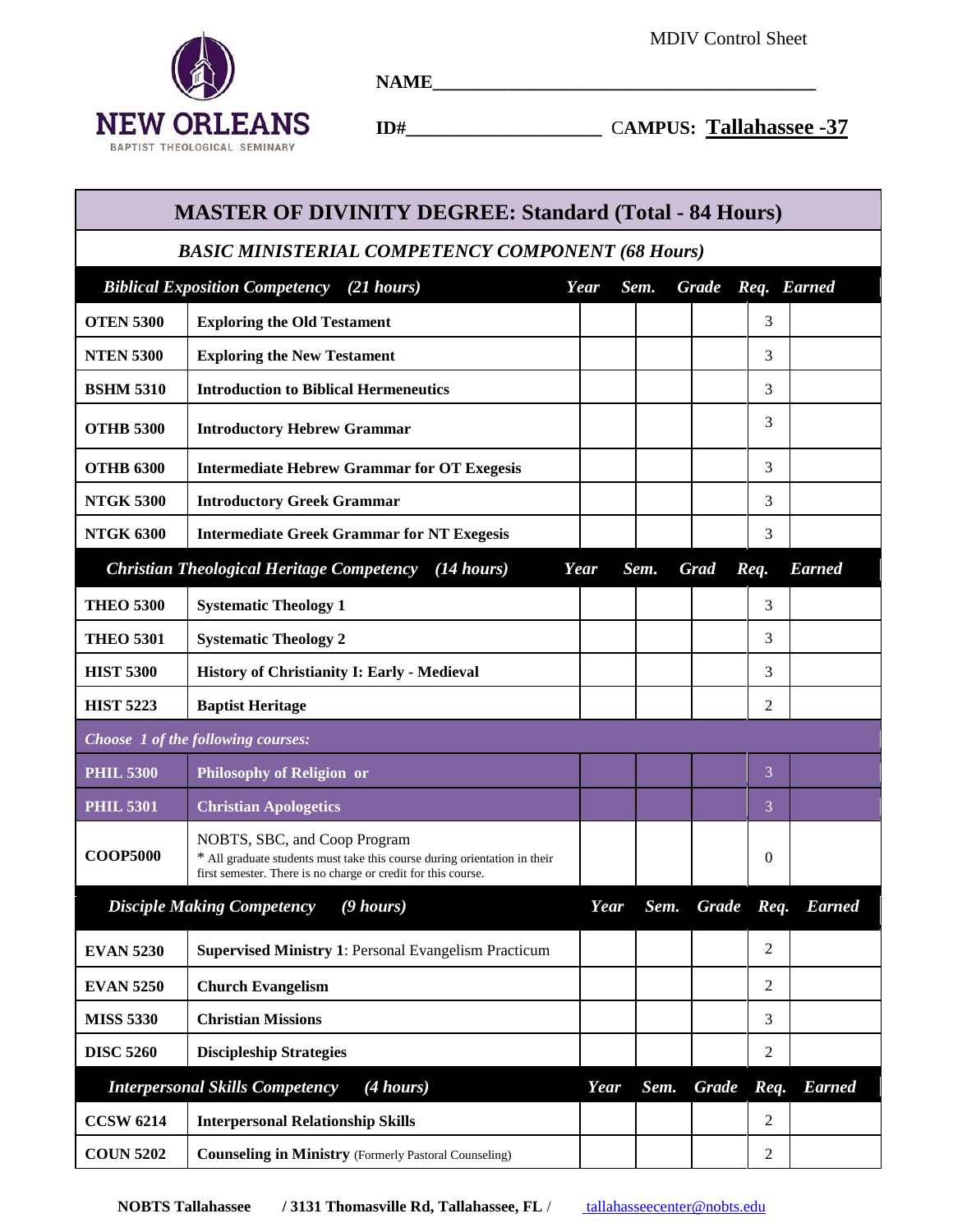MDIV Control Sheet

**NAME**\_\_\_\_\_\_\_\_\_\_\_\_\_\_\_\_\_\_\_\_\_\_\_\_\_\_\_\_\_\_\_\_\_\_\_\_\_\_\_\_

**ID#**\_\_\_\_\_\_\_\_\_\_\_\_\_\_\_\_\_\_\_\_ **CAMPUS: Tallahassee -37**

# MASTER OF DIVINITY DEGREE: Standard (Total - 84 Hours)

## *BASIC MINISTERIAL COMPETENCY COMPONENT (68 Hours)*

| *Biblical Exposition Competency (21 hours)* | | *Year* | *Sem.* | *Grade* | *Req.* | *Earned* |
|---|---|---|---|---|---|---|
| **OTEN 5300** | **Exploring the Old Testament** | | | | 3 | |
| **NTEN 5300** | **Exploring the New Testament** | | | | 3 | |
| **BSHM 5310** | **Introduction to Biblical Hermeneutics** | | | | 3 | |
| **OTHB 5300** | **Introductory Hebrew Grammar** | | | | 3 | |
| **OTHB 6300** | **Intermediate Hebrew Grammar for OT Exegesis** | | | | 3 | |
| **NTGK 5300** | **Introductory Greek Grammar** | | | | 3 | |
| **NTGK 6300** | **Intermediate Greek Grammar for NT Exegesis** | | | | 3 | |

| *Christian Theological Heritage Competency (14 hours)* | | *Year* | *Sem.* | *Grad* | *Req.* | *Earned* |
|---|---|---|---|---|---|---|
| **THEO 5300** | **Systematic Theology 1** | | | | 3 | |
| **THEO 5301** | **Systematic Theology 2** | | | | 3 | |
| **HIST 5300** | **History of Christianity I: Early - Medieval** | | | | 3 | |
| **HIST 5223** | **Baptist Heritage** | | | | 2 | |
| *Choose 1 of the following courses:* | | | | | | |
| **PHIL 5300** | **Philosophy of Religion or** | | | | 3 | |
| **PHIL 5301** | **Christian Apologetics** | | | | 3 | |
| **COOP5000** | NOBTS, SBC, and Coop Program<br>\* All graduate students must take this course during orientation in their first semester. There is no charge or credit for this course. | | | | 0 | |

| *Disciple Making Competency (9 hours)* | | *Year* | *Sem.* | *Grade* | *Req.* | *Earned* |
|---|---|---|---|---|---|---|
| **EVAN 5230** | **Supervised Ministry 1**: Personal Evangelism Practicum | | | | 2 | |
| **EVAN 5250** | **Church Evangelism** | | | | 2 | |
| **MISS 5330** | **Christian Missions** | | | | 3 | |
| **DISC 5260** | **Discipleship Strategies** | | | | 2 | |

| *Interpersonal Skills Competency (4 hours)* | | *Year* | *Sem.* | *Grade* | *Req.* | *Earned* |
|---|---|---|---|---|---|---|
| **CCSW 6214** | **Interpersonal Relationship Skills** | | | | 2 | |
| **COUN 5202** | **Counseling in Ministry** (Formerly Pastoral Counseling) | | | | 2 | |

**NOBTS Tallahassee / 3131 Thomasville Rd, Tallahassee, FL /** tallahasseecenter@nobts.edu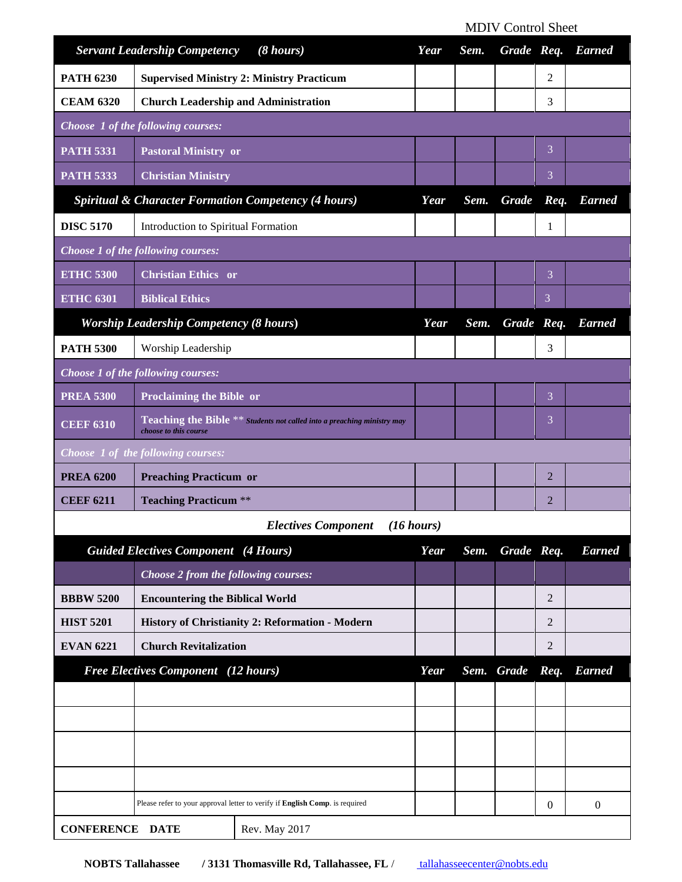MDIV Control Sheet

| *Servant Leadership Competency (8 hours)* | | *Year* | *Sem.* | *Grade* | *Req.* | *Earned* |
|---|---|---|---|---|---|---|
| **PATH 6230** | **Supervised Ministry 2: Ministry Practicum** | | | | 2 | |
| **CEAM 6320** | **Church Leadership and Administration** | | | | 3 | |
| *Choose 1 of the following courses:* | | | | | | |
| **PATH 5331** | **Pastoral Ministry or** | | | | 3 | |
| **PATH 5333** | **Christian Ministry** | | | | 3 | |
| ***Spiritual & Character Formation Competency (4 hours)*** | | ***Year*** | ***Sem.*** | ***Grade*** | ***Req.*** | ***Earned*** |
| **DISC 5170** | Introduction to Spiritual Formation | | | | 1 | |
| *Choose 1 of the following courses:* | | | | | | |
| **ETHC 5300** | **Christian Ethics or** | | | | 3 | |
| **ETHC 6301** | **Biblical Ethics** | | | | 3 | |
| ***Worship Leadership Competency (8 hours)*** | | ***Year*** | ***Sem.*** | ***Grade*** | ***Req.*** | ***Earned*** |
| **PATH 5300** | Worship Leadership | | | | 3 | |
| *Choose 1 of the following courses:* | | | | | | |
| **PREA 5300** | **Proclaiming the Bible or** | | | | 3 | |
| **CEEF 6310** | **Teaching the Bible** ** *Students not called into a preaching ministry may choose to this course* | | | | 3 | |
| *Choose 1 of the following courses:* | | | | | | |
| **PREA 6200** | **Preaching Practicum or** | | | | 2 | |
| **CEEF 6211** | **Teaching Practicum** ** | | | | 2 | |
| ***Electives Component (16 hours)*** | | | | | | |
| ***Guided Electives Component (4 Hours)*** | | ***Year*** | ***Sem.*** | ***Grade*** | ***Req.*** | ***Earned*** |
| | *Choose 2 from the following courses:* | | | | | |
| **BBBW 5200** | **Encountering the Biblical World** | | | | 2 | |
| **HIST 5201** | **History of Christianity 2: Reformation - Modern** | | | | 2 | |
| **EVAN 6221** | **Church Revitalization** | | | | 2 | |
| ***Free Electives Component (12 hours)*** | | ***Year*** | ***Sem.*** | ***Grade*** | ***Req.*** | ***Earned*** |
| | | | | | | |
| | | | | | | |
| | | | | | | |
| | | | | | | |
| | Please refer to your approval letter to verify if **English Comp**. is required | | | | 0 | 0 |
| **CONFERENCE DATE** | Rev. May 2017 | | | | | |

**NOBTS Tallahassee / 3131 Thomasville Rd, Tallahassee, FL /** tallahasseecenter@nobts.edu